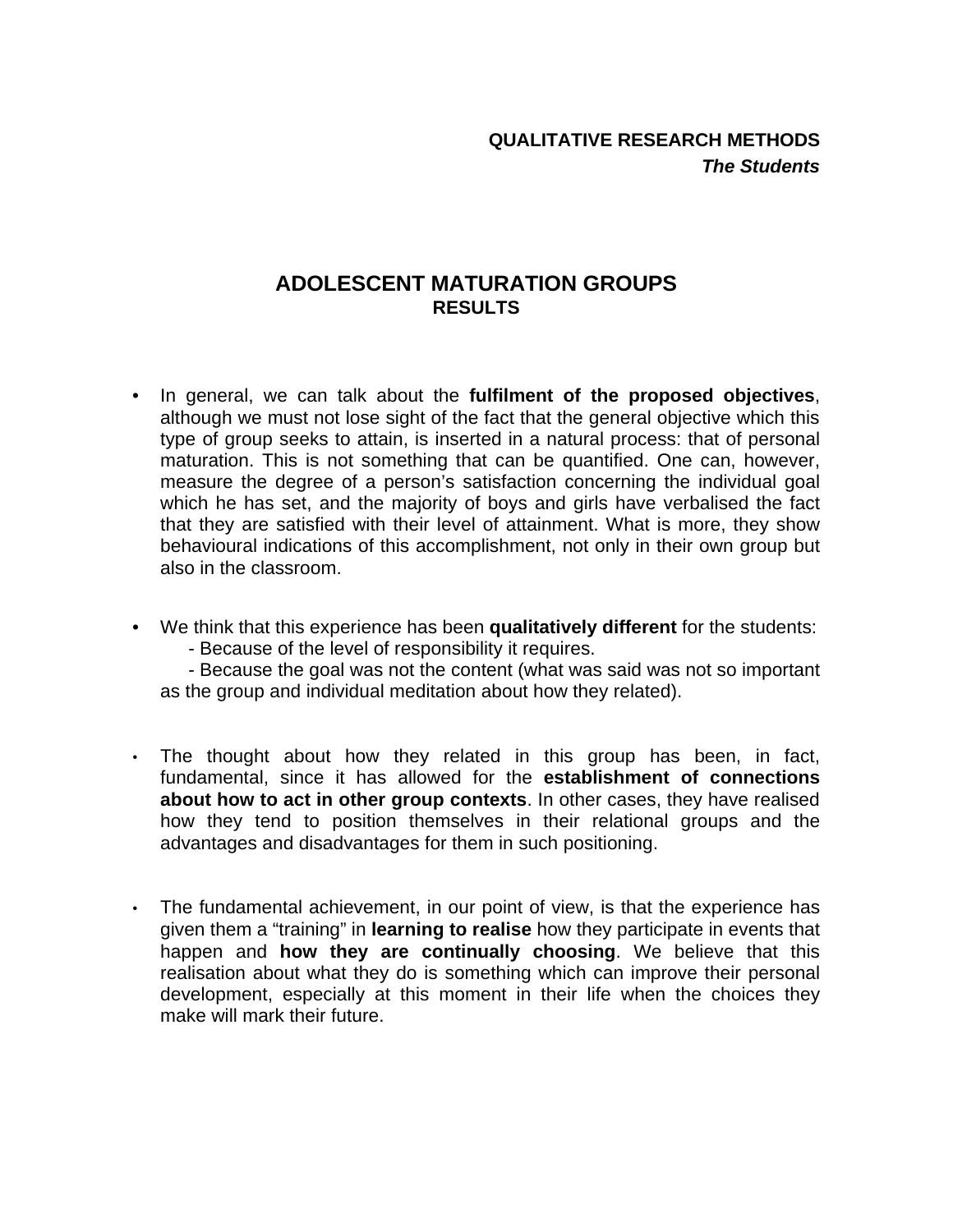**QUALITATIVE RESEARCH METHODS**
***The Students***

# ADOLESCENT MATURATION GROUPS

## RESULTS

- In general, we can talk about the **fulfilment of the proposed objectives**, although we must not lose sight of the fact that the general objective which this type of group seeks to attain, is inserted in a natural process: that of personal maturation. This is not something that can be quantified. One can, however, measure the degree of a person's satisfaction concerning the individual goal which he has set, and the majority of boys and girls have verbalised the fact that they are satisfied with their level of attainment. What is more, they show behavioural indications of this accomplishment, not only in their own group but also in the classroom.

- We think that this experience has been **qualitatively different** for the students:
  - Because of the level of responsibility it requires.
  - Because the goal was not the content (what was said was not so important as the group and individual meditation about how they related).

- The thought about how they related in this group has been, in fact, fundamental, since it has allowed for the **establishment of connections about how to act in other group contexts**. In other cases, they have realised how they tend to position themselves in their relational groups and the advantages and disadvantages for them in such positioning.

- The fundamental achievement, in our point of view, is that the experience has given them a "training" in **learning to realise** how they participate in events that happen and **how they are continually choosing**. We believe that this realisation about what they do is something which can improve their personal development, especially at this moment in their life when the choices they make will mark their future.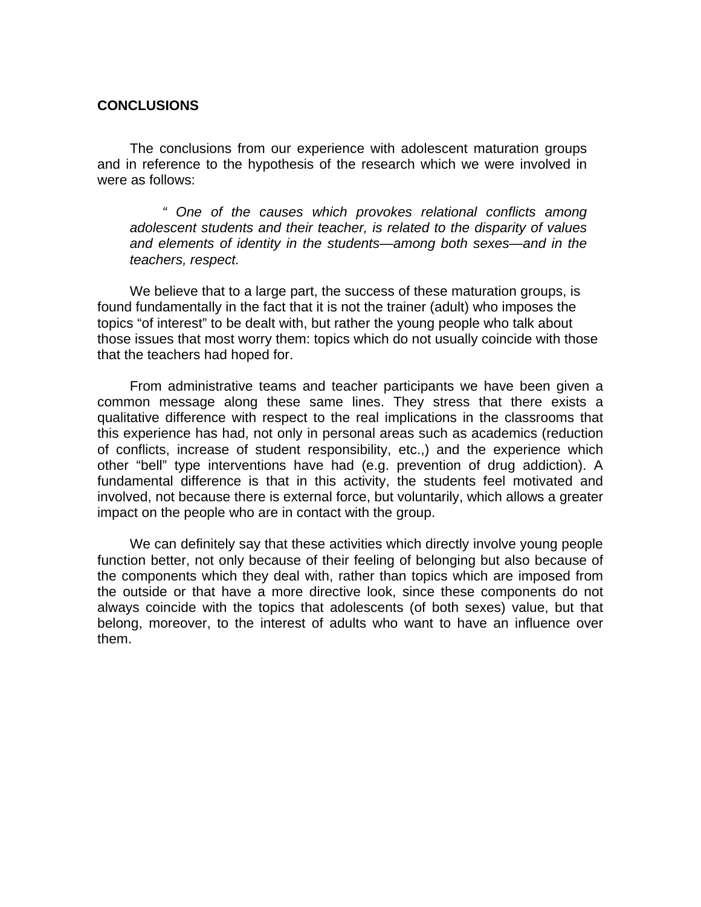**CONCLUSIONS**

The conclusions from our experience with adolescent maturation groups and in reference to the hypothesis of the research which we were involved in were as follows:

> *" One of the causes which provokes relational conflicts among adolescent students and their teacher, is related to the disparity of values and elements of identity in the students—among both sexes—and in the teachers, respect.*

We believe that to a large part, the success of these maturation groups, is found fundamentally in the fact that it is not the trainer (adult) who imposes the topics "of interest" to be dealt with, but rather the young people who talk about those issues that most worry them: topics which do not usually coincide with those that the teachers had hoped for.

From administrative teams and teacher participants we have been given a common message along these same lines. They stress that there exists a qualitative difference with respect to the real implications in the classrooms that this experience has had, not only in personal areas such as academics (reduction of conflicts, increase of student responsibility, etc.,) and the experience which other "bell" type interventions have had (e.g. prevention of drug addiction). A fundamental difference is that in this activity, the students feel motivated and involved, not because there is external force, but voluntarily, which allows a greater impact on the people who are in contact with the group.

We can definitely say that these activities which directly involve young people function better, not only because of their feeling of belonging but also because of the components which they deal with, rather than topics which are imposed from the outside or that have a more directive look, since these components do not always coincide with the topics that adolescents (of both sexes) value, but that belong, moreover, to the interest of adults who want to have an influence over them.